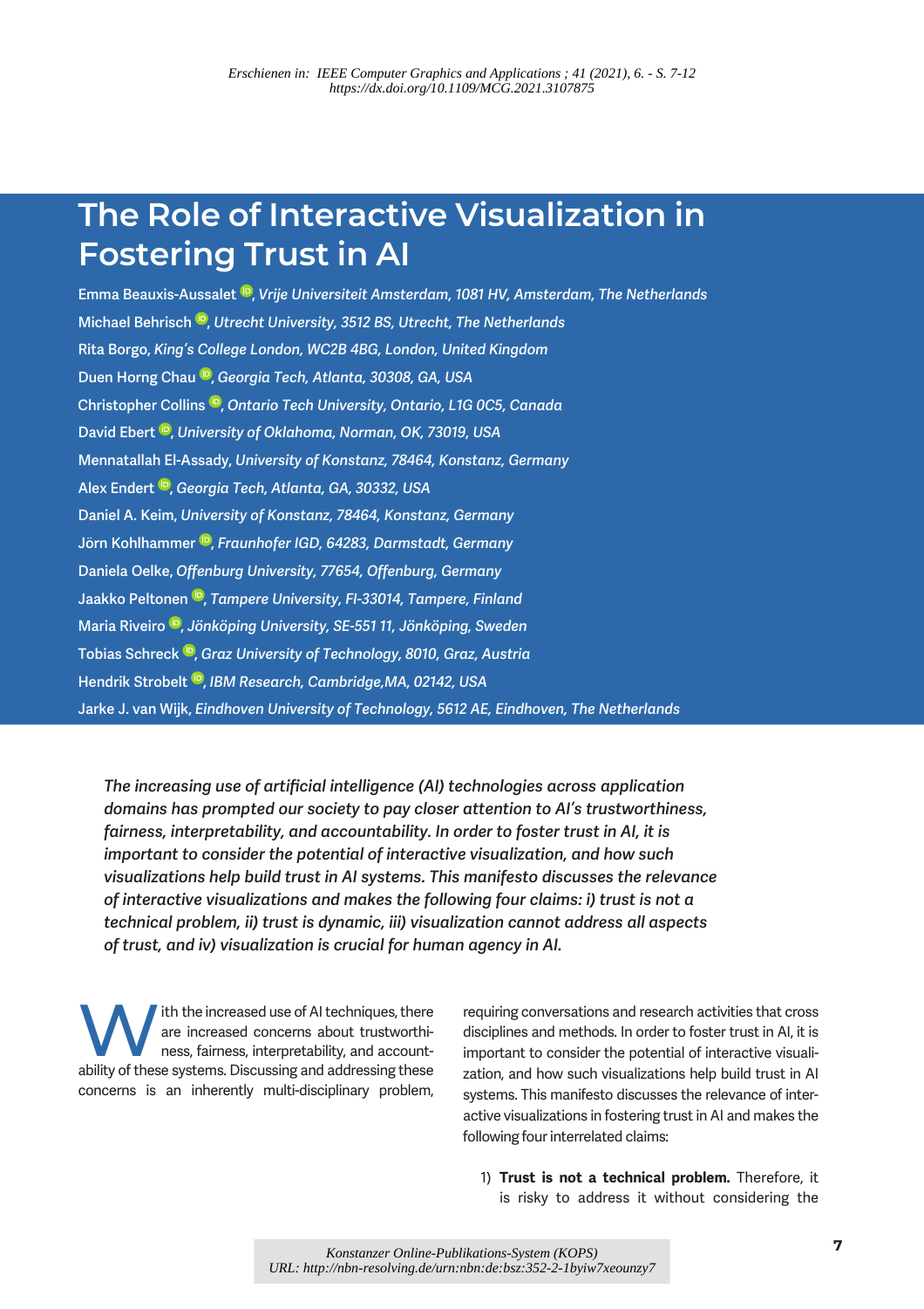Erschienen in: IEEE Computer Graphics and Applications ; 41 (2021), 6. - S. 7-12
https://dx.doi.org/10.1109/MCG.2021.3107875

# The Role of Interactive Visualization in Fostering Trust in AI

Emma Beauxis-Aussalet, *Vrije Universiteit Amsterdam, 1081 HV, Amsterdam, The Netherlands*
Michael Behrisch, *Utrecht University, 3512 BS, Utrecht, The Netherlands*
Rita Borgo, *King's College London, WC2B 4BG, London, United Kingdom*
Duen Horng Chau, *Georgia Tech, Atlanta, 30308, GA, USA*
Christopher Collins, *Ontario Tech University, Ontario, L1G 0C5, Canada*
David Ebert, *University of Oklahoma, Norman, OK, 73019, USA*
Mennatallah El-Assady, *University of Konstanz, 78464, Konstanz, Germany*
Alex Endert, *Georgia Tech, Atlanta, GA, 30332, USA*
Daniel A. Keim, *University of Konstanz, 78464, Konstanz, Germany*
Jörn Kohlhammer, *Fraunhofer IGD, 64283, Darmstadt, Germany*
Daniela Oelke, *Offenburg University, 77654, Offenburg, Germany*
Jaakko Peltonen, *Tampere University, FI-33014, Tampere, Finland*
Maria Riveiro, *Jönköping University, SE-551 11, Jönköping, Sweden*
Tobias Schreck, *Graz University of Technology, 8010, Graz, Austria*
Hendrik Strobelt, *IBM Research, Cambridge,MA, 02142, USA*
Jarke J. van Wijk, *Eindhoven University of Technology, 5612 AE, Eindhoven, The Netherlands*

*The increasing use of artificial intelligence (AI) technologies across application domains has prompted our society to pay closer attention to AI's trustworthiness, fairness, interpretability, and accountability. In order to foster trust in AI, it is important to consider the potential of interactive visualization, and how such visualizations help build trust in AI systems. This manifesto discusses the relevance of interactive visualizations and makes the following four claims: i) trust is not a technical problem, ii) trust is dynamic, iii) visualization cannot address all aspects of trust, and iv) visualization is crucial for human agency in AI.*

With the increased use of AI techniques, there are increased concerns about trustworthiness, fairness, interpretability, and accountability of these systems. Discussing and addressing these concerns is an inherently multi-disciplinary problem, requiring conversations and research activities that cross disciplines and methods. In order to foster trust in AI, it is important to consider the potential of interactive visualization, and how such visualizations help build trust in AI systems. This manifesto discusses the relevance of interactive visualizations in fostering trust in AI and makes the following four interrelated claims:

1) **Trust is not a technical problem.** Therefore, it is risky to address it without considering the

Konstanzer Online-Publikations-System (KOPS)
URL: http://nbn-resolving.de/urn:nbn:de:bsz:352-2-1byiw7xeounzy7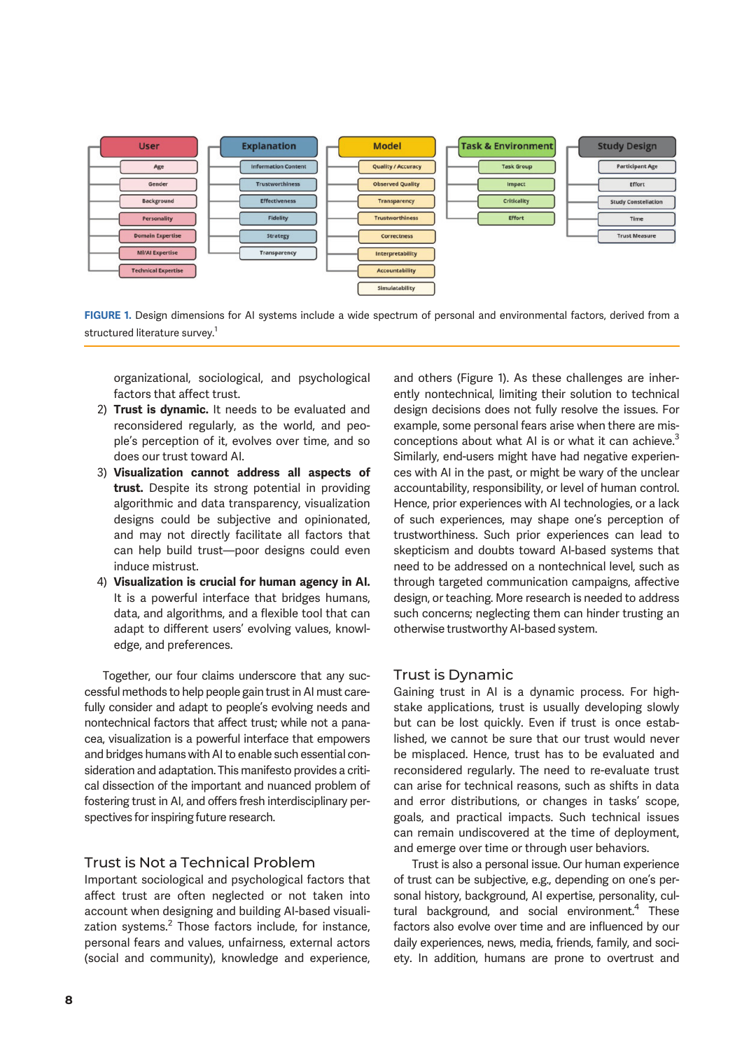| User | Explanation | Model | Task & Environment | Study Design |
|---|---|---|---|---|
| Age | Information Content | Quality / Accuracy | Task Group | Participant Age |
| Gender | Trustworthiness | Observed Quality | Impact | Effort |
| Background | Effectiveness | Transparency | Criticality | Study Constellation |
| Personality | Fidelity | Trustworthiness | Effort | Time |
| Domain Expertise | Strategy | Correctness | | Trust Measure |
| ML/AI Expertise | Transparency | Interpretability | | |
| Technical Expertise | | Accountability | | |
| | | Simulatability | | |

**FIGURE 1.** Design dimensions for AI systems include a wide spectrum of personal and environmental factors, derived from a structured literature survey.[1]

organizational, sociological, and psychological factors that affect trust.

2) **Trust is dynamic.** It needs to be evaluated and reconsidered regularly, as the world, and people's perception of it, evolves over time, and so does our trust toward AI.
3) **Visualization cannot address all aspects of trust.** Despite its strong potential in providing algorithmic and data transparency, visualization designs could be subjective and opinionated, and may not directly facilitate all factors that can help build trust—poor designs could even induce mistrust.
4) **Visualization is crucial for human agency in AI.** It is a powerful interface that bridges humans, data, and algorithms, and a flexible tool that can adapt to different users' evolving values, knowledge, and preferences.

Together, our four claims underscore that any successful methods to help people gain trust in AI must carefully consider and adapt to people's evolving needs and nontechnical factors that affect trust; while not a panacea, visualization is a powerful interface that empowers and bridges humans with AI to enable such essential consideration and adaptation. This manifesto provides a critical dissection of the important and nuanced problem of fostering trust in AI, and offers fresh interdisciplinary perspectives for inspiring future research.

## Trust is Not a Technical Problem

Important sociological and psychological factors that affect trust are often neglected or not taken into account when designing and building AI-based visualization systems.[2] Those factors include, for instance, personal fears and values, unfairness, external actors (social and community), knowledge and experience, and others (Figure 1). As these challenges are inherently nontechnical, limiting their solution to technical design decisions does not fully resolve the issues. For example, some personal fears arise when there are misconceptions about what AI is or what it can achieve.[3] Similarly, end-users might have had negative experiences with AI in the past, or might be wary of the unclear accountability, responsibility, or level of human control. Hence, prior experiences with AI technologies, or a lack of such experiences, may shape one's perception of trustworthiness. Such prior experiences can lead to skepticism and doubts toward AI-based systems that need to be addressed on a nontechnical level, such as through targeted communication campaigns, affective design, or teaching. More research is needed to address such concerns; neglecting them can hinder trusting an otherwise trustworthy AI-based system.

## Trust is Dynamic

Gaining trust in AI is a dynamic process. For high-stake applications, trust is usually developing slowly but can be lost quickly. Even if trust is once established, we cannot be sure that our trust would never be misplaced. Hence, trust has to be evaluated and reconsidered regularly. The need to re-evaluate trust can arise for technical reasons, such as shifts in data and error distributions, or changes in tasks' scope, goals, and practical impacts. Such technical issues can remain undiscovered at the time of deployment, and emerge over time or through user behaviors.

Trust is also a personal issue. Our human experience of trust can be subjective, e.g., depending on one's personal history, background, AI expertise, personality, cultural background, and social environment.[4] These factors also evolve over time and are influenced by our daily experiences, news, media, friends, family, and society. In addition, humans are prone to overtrust and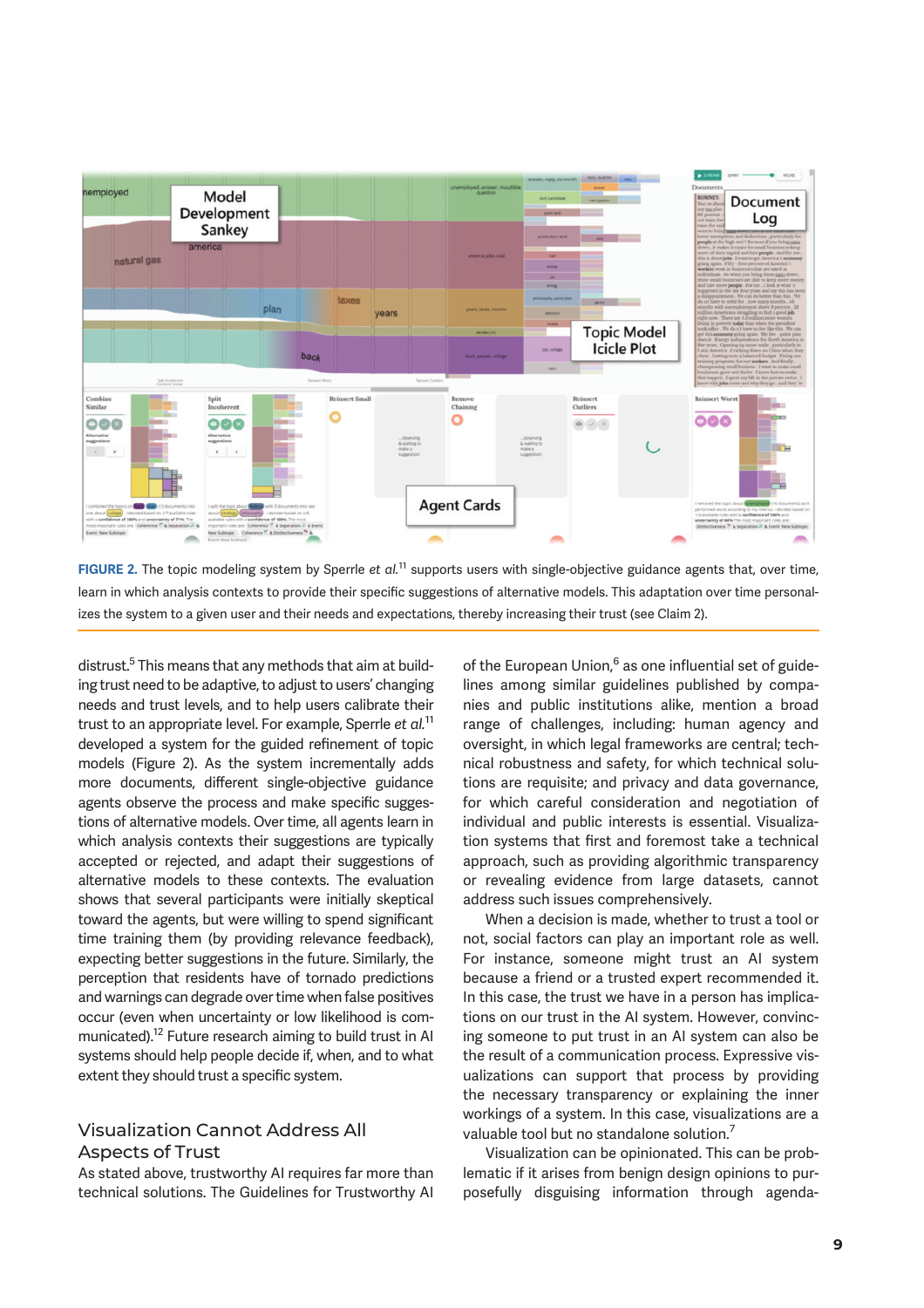**FIGURE 2.** The topic modeling system by Sperrle *et al.*[11] supports users with single-objective guidance agents that, over time, learn in which analysis contexts to provide their specific suggestions of alternative models. This adaptation over time personalizes the system to a given user and their needs and expectations, thereby increasing their trust (see Claim 2).

distrust.[5] This means that any methods that aim at building trust need to be adaptive, to adjust to users' changing needs and trust levels, and to help users calibrate their trust to an appropriate level. For example, Sperrle *et al.*[11] developed a system for the guided refinement of topic models (Figure 2). As the system incrementally adds more documents, different single-objective guidance agents observe the process and make specific suggestions of alternative models. Over time, all agents learn in which analysis contexts their suggestions are typically accepted or rejected, and adapt their suggestions of alternative models to these contexts. The evaluation shows that several participants were initially skeptical toward the agents, but were willing to spend significant time training them (by providing relevance feedback), expecting better suggestions in the future. Similarly, the perception that residents have of tornado predictions and warnings can degrade over time when false positives occur (even when uncertainty or low likelihood is communicated).[12] Future research aiming to build trust in AI systems should help people decide if, when, and to what extent they should trust a specific system.

## Visualization Cannot Address All Aspects of Trust

As stated above, trustworthy AI requires far more than technical solutions. The Guidelines for Trustworthy AI of the European Union,[6] as one influential set of guidelines among similar guidelines published by companies and public institutions alike, mention a broad range of challenges, including: human agency and oversight, in which legal frameworks are central; technical robustness and safety, for which technical solutions are requisite; and privacy and data governance, for which careful consideration and negotiation of individual and public interests is essential. Visualization systems that first and foremost take a technical approach, such as providing algorithmic transparency or revealing evidence from large datasets, cannot address such issues comprehensively.

When a decision is made, whether to trust a tool or not, social factors can play an important role as well. For instance, someone might trust an AI system because a friend or a trusted expert recommended it. In this case, the trust we have in a person has implications on our trust in the AI system. However, convincing someone to put trust in an AI system can also be the result of a communication process. Expressive visualizations can support that process by providing the necessary transparency or explaining the inner workings of a system. In this case, visualizations are a valuable tool but no standalone solution.[7]

Visualization can be opinionated. This can be problematic if it arises from benign design opinions to purposefully disguising information through agenda-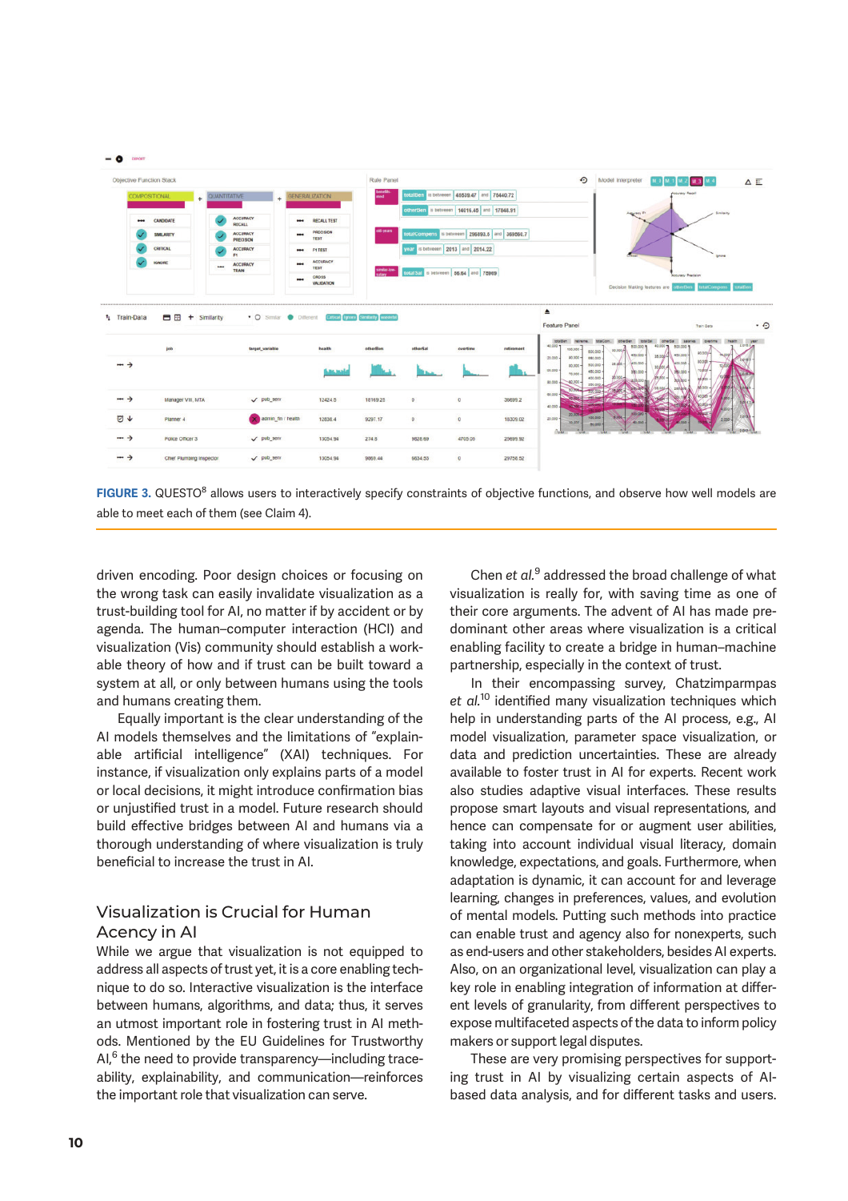FIGURE 3. QUESTO[8] allows users to interactively specify constraints of objective functions, and observe how well models are able to meet each of them (see Claim 4).

driven encoding. Poor design choices or focusing on the wrong task can easily invalidate visualization as a trust-building tool for AI, no matter if by accident or by agenda. The human–computer interaction (HCI) and visualization (Vis) community should establish a workable theory of how and if trust can be built toward a system at all, or only between humans using the tools and humans creating them.

Equally important is the clear understanding of the AI models themselves and the limitations of "explainable artificial intelligence" (XAI) techniques. For instance, if visualization only explains parts of a model or local decisions, it might introduce confirmation bias or unjustified trust in a model. Future research should build effective bridges between AI and humans via a thorough understanding of where visualization is truly beneficial to increase the trust in AI.

## Visualization is Crucial for Human Acency in AI

While we argue that visualization is not equipped to address all aspects of trust yet, it is a core enabling technique to do so. Interactive visualization is the interface between humans, algorithms, and data; thus, it serves an utmost important role in fostering trust in AI methods. Mentioned by the EU Guidelines for Trustworthy AI,[6] the need to provide transparency—including traceability, explainability, and communication—reinforces the important role that visualization can serve.

Chen *et al.*[9] addressed the broad challenge of what visualization is really for, with saving time as one of their core arguments. The advent of AI has made predominant other areas where visualization is a critical enabling facility to create a bridge in human–machine partnership, especially in the context of trust.

In their encompassing survey, Chatzimparmpas *et al.*[10] identified many visualization techniques which help in understanding parts of the AI process, e.g., AI model visualization, parameter space visualization, or data and prediction uncertainties. These are already available to foster trust in AI for experts. Recent work also studies adaptive visual interfaces. These results propose smart layouts and visual representations, and hence can compensate for or augment user abilities, taking into account individual visual literacy, domain knowledge, expectations, and goals. Furthermore, when adaptation is dynamic, it can account for and leverage learning, changes in preferences, values, and evolution of mental models. Putting such methods into practice can enable trust and agency also for nonexperts, such as end-users and other stakeholders, besides AI experts. Also, on an organizational level, visualization can play a key role in enabling integration of information at different levels of granularity, from different perspectives to expose multifaceted aspects of the data to inform policy makers or support legal disputes.

These are very promising perspectives for supporting trust in AI by visualizing certain aspects of AI-based data analysis, and for different tasks and users.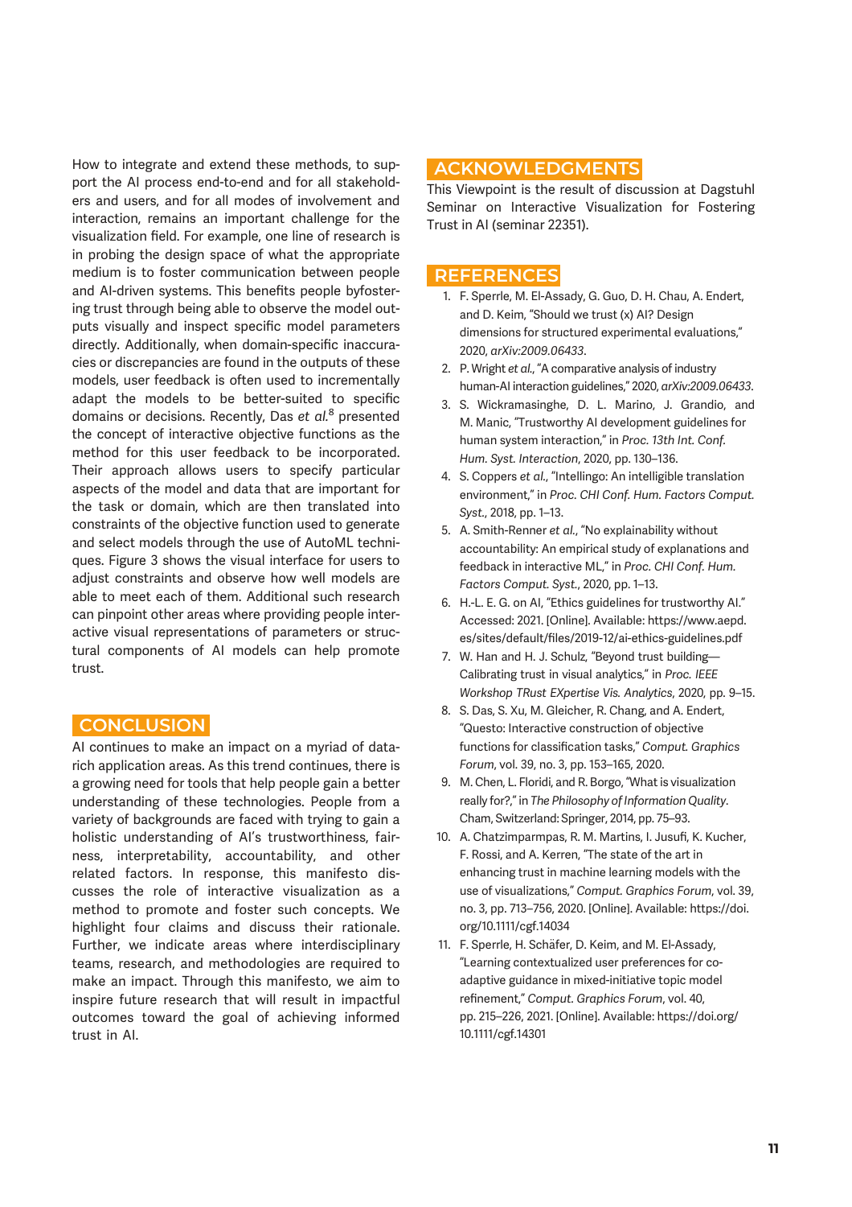How to integrate and extend these methods, to support the AI process end-to-end and for all stakeholders and users, and for all modes of involvement and interaction, remains an important challenge for the visualization field. For example, one line of research is in probing the design space of what the appropriate medium is to foster communication between people and AI-driven systems. This benefits people byfostering trust through being able to observe the model outputs visually and inspect specific model parameters directly. Additionally, when domain-specific inaccuracies or discrepancies are found in the outputs of these models, user feedback is often used to incrementally adapt the models to be better-suited to specific domains or decisions. Recently, Das *et al.*[8] presented the concept of interactive objective functions as the method for this user feedback to be incorporated. Their approach allows users to specify particular aspects of the model and data that are important for the task or domain, which are then translated into constraints of the objective function used to generate and select models through the use of AutoML techniques. Figure 3 shows the visual interface for users to adjust constraints and observe how well models are able to meet each of them. Additional such research can pinpoint other areas where providing people interactive visual representations of parameters or structural components of AI models can help promote trust.

## CONCLUSION

AI continues to make an impact on a myriad of data-rich application areas. As this trend continues, there is a growing need for tools that help people gain a better understanding of these technologies. People from a variety of backgrounds are faced with trying to gain a holistic understanding of AI's trustworthiness, fairness, interpretability, accountability, and other related factors. In response, this manifesto discusses the role of interactive visualization as a method to promote and foster such concepts. We highlight four claims and discuss their rationale. Further, we indicate areas where interdisciplinary teams, research, and methodologies are required to make an impact. Through this manifesto, we aim to inspire future research that will result in impactful outcomes toward the goal of achieving informed trust in AI.

## ACKNOWLEDGMENTS

This Viewpoint is the result of discussion at Dagstuhl Seminar on Interactive Visualization for Fostering Trust in AI (seminar 22351).

## REFERENCES

1. F. Sperrle, M. El-Assady, G. Guo, D. H. Chau, A. Endert, and D. Keim, "Should we trust (x) AI? Design dimensions for structured experimental evaluations," 2020, *arXiv:2009.06433*.
2. P. Wright *et al.*, "A comparative analysis of industry human-AI interaction guidelines," 2020, *arXiv:2009.06433*.
3. S. Wickramasinghe, D. L. Marino, J. Grandio, and M. Manic, "Trustworthy AI development guidelines for human system interaction," in *Proc. 13th Int. Conf. Hum. Syst. Interaction*, 2020, pp. 130–136.
4. S. Coppers *et al.*, "Intellingo: An intelligible translation environment," in *Proc. CHI Conf. Hum. Factors Comput. Syst.*, 2018, pp. 1–13.
5. A. Smith-Renner *et al.*, "No explainability without accountability: An empirical study of explanations and feedback in interactive ML," in *Proc. CHI Conf. Hum. Factors Comput. Syst.*, 2020, pp. 1–13.
6. H.-L. E. G. on AI, "Ethics guidelines for trustworthy AI." Accessed: 2021. [Online]. Available: https://www.aepd.es/sites/default/files/2019-12/ai-ethics-guidelines.pdf
7. W. Han and H. J. Schulz, "Beyond trust building—Calibrating trust in visual analytics," in *Proc. IEEE Workshop TRust EXpertise Vis. Analytics*, 2020, pp. 9–15.
8. S. Das, S. Xu, M. Gleicher, R. Chang, and A. Endert, "Questo: Interactive construction of objective functions for classification tasks," *Comput. Graphics Forum*, vol. 39, no. 3, pp. 153–165, 2020.
9. M. Chen, L. Floridi, and R. Borgo, "What is visualization really for?," in *The Philosophy of Information Quality*. Cham, Switzerland: Springer, 2014, pp. 75–93.
10. A. Chatzimparmpas, R. M. Martins, I. Jusufi, K. Kucher, F. Rossi, and A. Kerren, "The state of the art in enhancing trust in machine learning models with the use of visualizations," *Comput. Graphics Forum*, vol. 39, no. 3, pp. 713–756, 2020. [Online]. Available: https://doi.org/10.1111/cgf.14034
11. F. Sperrle, H. Schäfer, D. Keim, and M. El-Assady, "Learning contextualized user preferences for co-adaptive guidance in mixed-initiative topic model refinement," *Comput. Graphics Forum*, vol. 40, pp. 215–226, 2021. [Online]. Available: https://doi.org/10.1111/cgf.14301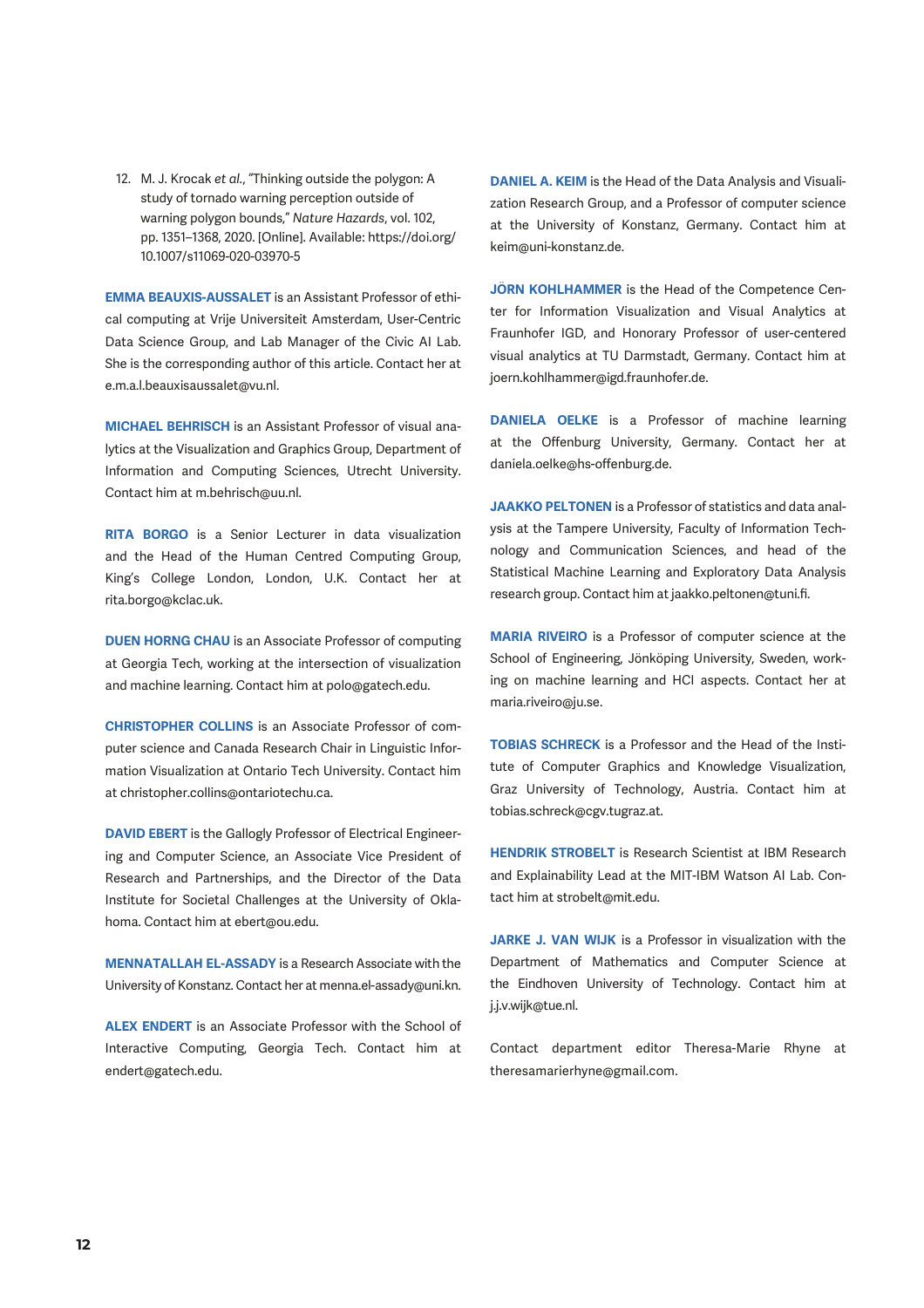12. M. J. Krocak *et al.*, "Thinking outside the polygon: A study of tornado warning perception outside of warning polygon bounds," *Nature Hazards*, vol. 102, pp. 1351–1368, 2020. [Online]. Available: https://doi.org/10.1007/s11069-020-03970-5

**EMMA BEAUXIS-AUSSALET** is an Assistant Professor of ethical computing at Vrije Universiteit Amsterdam, User-Centric Data Science Group, and Lab Manager of the Civic AI Lab. She is the corresponding author of this article. Contact her at e.m.a.l.beauxisaussalet@vu.nl.

**MICHAEL BEHRISCH** is an Assistant Professor of visual analytics at the Visualization and Graphics Group, Department of Information and Computing Sciences, Utrecht University. Contact him at m.behrisch@uu.nl.

**RITA BORGO** is a Senior Lecturer in data visualization and the Head of the Human Centred Computing Group, King's College London, London, U.K. Contact her at rita.borgo@kclac.uk.

**DUEN HORNG CHAU** is an Associate Professor of computing at Georgia Tech, working at the intersection of visualization and machine learning. Contact him at polo@gatech.edu.

**CHRISTOPHER COLLINS** is an Associate Professor of computer science and Canada Research Chair in Linguistic Information Visualization at Ontario Tech University. Contact him at christopher.collins@ontariotechu.ca.

**DAVID EBERT** is the Gallogly Professor of Electrical Engineering and Computer Science, an Associate Vice President of Research and Partnerships, and the Director of the Data Institute for Societal Challenges at the University of Oklahoma. Contact him at ebert@ou.edu.

**MENNATALLAH EL-ASSADY** is a Research Associate with the University of Konstanz. Contact her at menna.el-assady@uni.kn.

**ALEX ENDERT** is an Associate Professor with the School of Interactive Computing, Georgia Tech. Contact him at endert@gatech.edu.

**DANIEL A. KEIM** is the Head of the Data Analysis and Visualization Research Group, and a Professor of computer science at the University of Konstanz, Germany. Contact him at keim@uni-konstanz.de.

**JÖRN KOHLHAMMER** is the Head of the Competence Center for Information Visualization and Visual Analytics at Fraunhofer IGD, and Honorary Professor of user-centered visual analytics at TU Darmstadt, Germany. Contact him at joern.kohlhammer@igd.fraunhofer.de.

**DANIELA OELKE** is a Professor of machine learning at the Offenburg University, Germany. Contact her at daniela.oelke@hs-offenburg.de.

**JAAKKO PELTONEN** is a Professor of statistics and data analysis at the Tampere University, Faculty of Information Technology and Communication Sciences, and head of the Statistical Machine Learning and Exploratory Data Analysis research group. Contact him at jaakko.peltonen@tuni.fi.

**MARIA RIVEIRO** is a Professor of computer science at the School of Engineering, Jönköping University, Sweden, working on machine learning and HCI aspects. Contact her at maria.riveiro@ju.se.

**TOBIAS SCHRECK** is a Professor and the Head of the Institute of Computer Graphics and Knowledge Visualization, Graz University of Technology, Austria. Contact him at tobias.schreck@cgv.tugraz.at.

**HENDRIK STROBELT** is Research Scientist at IBM Research and Explainability Lead at the MIT-IBM Watson AI Lab. Contact him at strobelt@mit.edu.

**JARKE J. VAN WIJK** is a Professor in visualization with the Department of Mathematics and Computer Science at the Eindhoven University of Technology. Contact him at j.j.v.wijk@tue.nl.

Contact department editor Theresa-Marie Rhyne at theresamarierhyne@gmail.com.